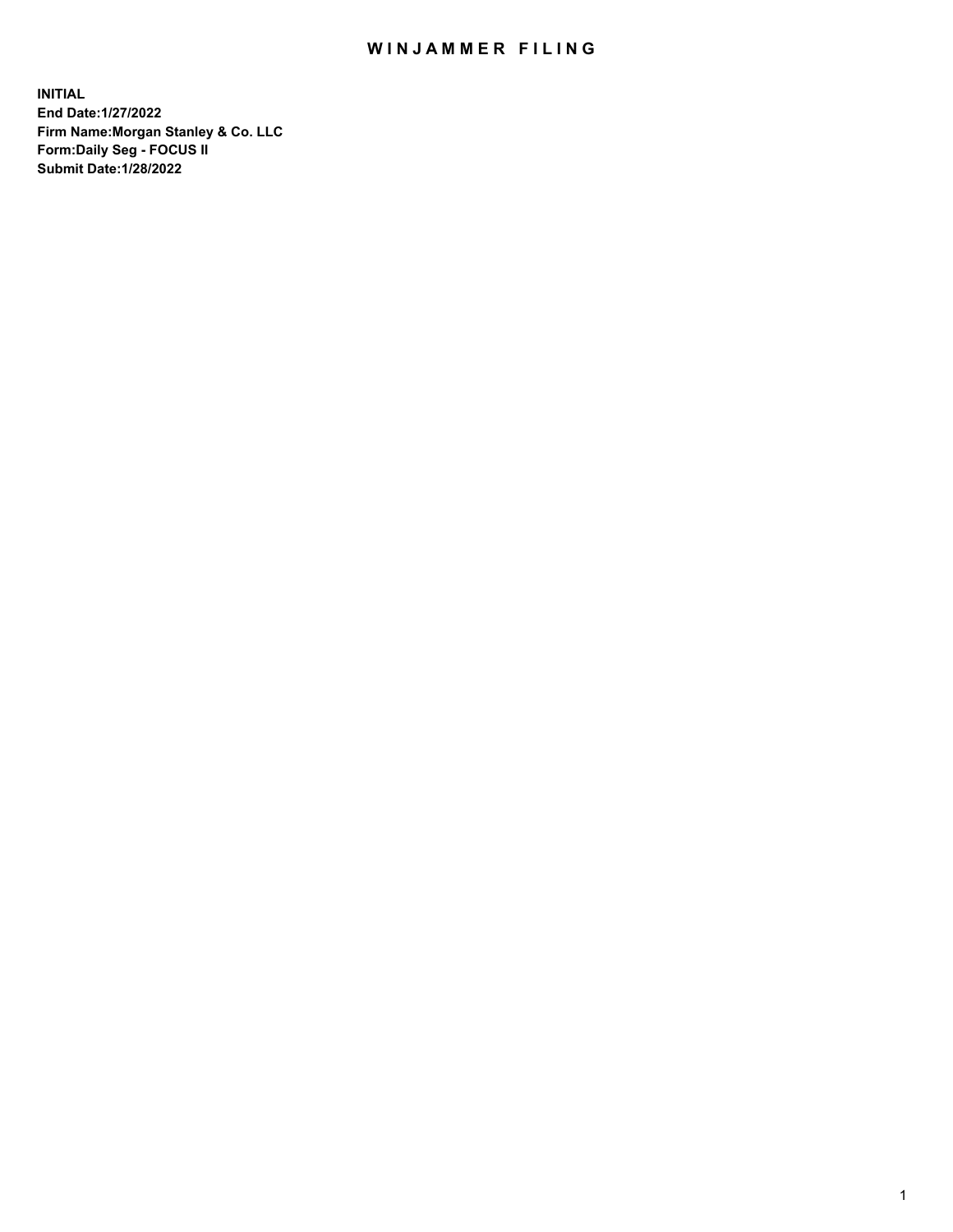# WINJAMMER FILING

**INITIAL**
**End Date:1/27/2022**
**Firm Name:Morgan Stanley & Co. LLC**
**Form:Daily Seg - FOCUS II**
**Submit Date:1/28/2022**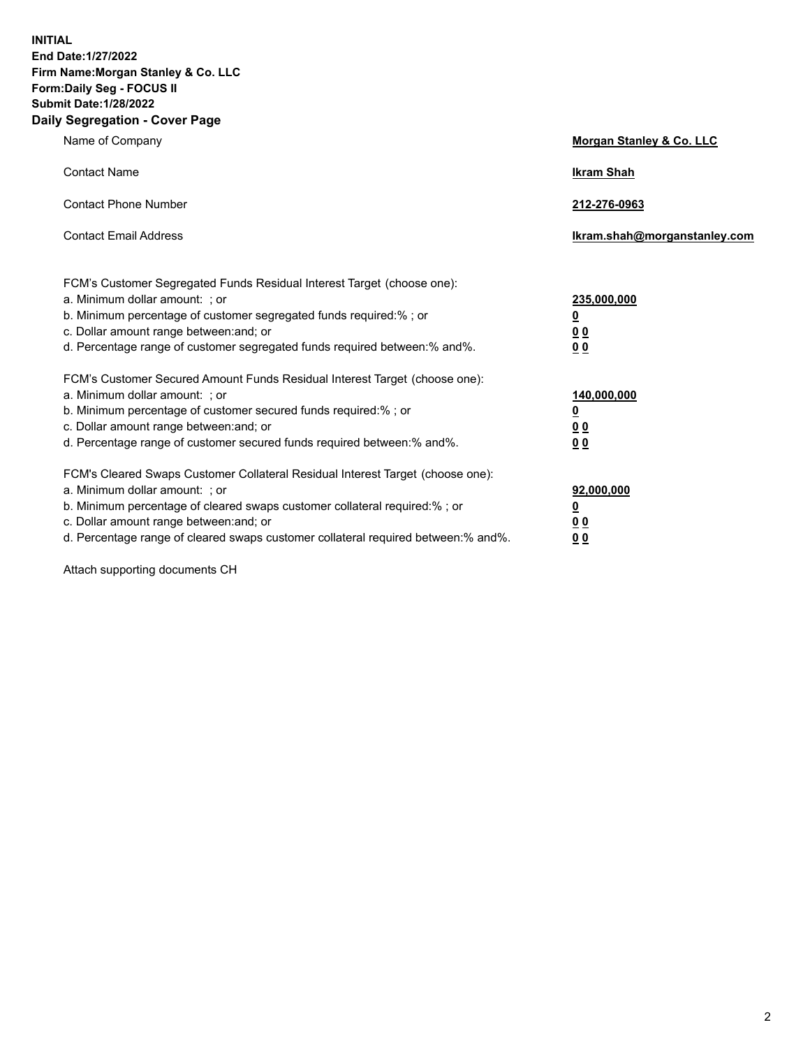**INITIAL**
**End Date:1/27/2022**
**Firm Name:Morgan Stanley & Co. LLC**
**Form:Daily Seg - FOCUS II**
**Submit Date:1/28/2022**

## Daily Segregation - Cover Page

| | |
|---|---|
| Name of Company | **Morgan Stanley & Co. LLC** |
| Contact Name | **Ikram Shah** |
| Contact Phone Number | **212-276-0963** |
| Contact Email Address | **Ikram.shah@morganstanley.com** |

| | |
|---|---|
| FCM's Customer Segregated Funds Residual Interest Target (choose one): | |
| a. Minimum dollar amount: ; or | **235,000,000** |
| b. Minimum percentage of customer segregated funds required:% ; or | **0** |
| c. Dollar amount range between:and; or | **0 0** |
| d. Percentage range of customer segregated funds required between:% and%. | **0 0** |
| FCM's Customer Secured Amount Funds Residual Interest Target (choose one): | |
| a. Minimum dollar amount: ; or | **140,000,000** |
| b. Minimum percentage of customer secured funds required:% ; or | **0** |
| c. Dollar amount range between:and; or | **0 0** |
| d. Percentage range of customer secured funds required between:% and%. | **0 0** |
| FCM's Cleared Swaps Customer Collateral Residual Interest Target (choose one): | |
| a. Minimum dollar amount: ; or | **92,000,000** |
| b. Minimum percentage of cleared swaps customer collateral required:% ; or | **0** |
| c. Dollar amount range between:and; or | **0 0** |
| d. Percentage range of cleared swaps customer collateral required between:% and%. | **0 0** |

Attach supporting documents CH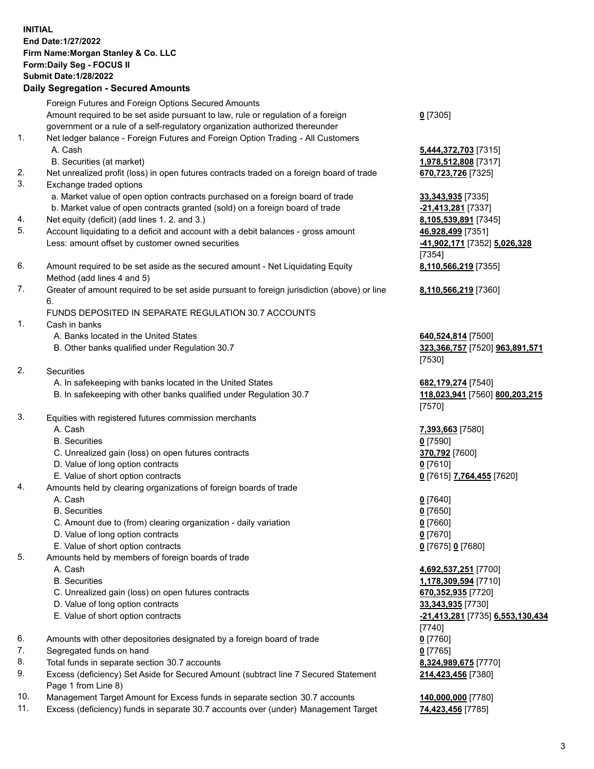**INITIAL**
**End Date:1/27/2022**
**Firm Name:Morgan Stanley & Co. LLC**
**Form:Daily Seg - FOCUS II**
**Submit Date:1/28/2022**

**Daily Segregation - Secured Amounts**

| | | |
|---|---|---|
| | Foreign Futures and Foreign Options Secured Amounts | |
| | Amount required to be set aside pursuant to law, rule or regulation of a foreign government or a rule of a self-regulatory organization authorized thereunder | **0** [7305] |
| 1. | Net ledger balance - Foreign Futures and Foreign Option Trading - All Customers | |
| | A. Cash | **5,444,372,703** [7315] |
| | B. Securities (at market) | **1,978,512,808** [7317] |
| 2. | Net unrealized profit (loss) in open futures contracts traded on a foreign board of trade | **670,723,726** [7325] |
| 3. | Exchange traded options | |
| | a. Market value of open option contracts purchased on a foreign board of trade | **33,343,935** [7335] |
| | b. Market value of open contracts granted (sold) on a foreign board of trade | **-21,413,281** [7337] |
| 4. | Net equity (deficit) (add lines 1. 2. and 3.) | **8,105,539,891** [7345] |
| 5. | Account liquidating to a deficit and account with a debit balances - gross amount | **46,928,499** [7351] |
| | Less: amount offset by customer owned securities | **-41,902,171** [7352] **5,026,328** [7354] |
| 6. | Amount required to be set aside as the secured amount - Net Liquidating Equity Method (add lines 4 and 5) | **8,110,566,219** [7355] |
| 7. | Greater of amount required to be set aside pursuant to foreign jurisdiction (above) or line 6. | **8,110,566,219** [7360] |
| | FUNDS DEPOSITED IN SEPARATE REGULATION 30.7 ACCOUNTS | |
| 1. | Cash in banks | |
| | A. Banks located in the United States | **640,524,814** [7500] |
| | B. Other banks qualified under Regulation 30.7 | **323,366,757** [7520] **963,891,571** [7530] |
| 2. | Securities | |
| | A. In safekeeping with banks located in the United States | **682,179,274** [7540] |
| | B. In safekeeping with other banks qualified under Regulation 30.7 | **118,023,941** [7560] **800,203,215** [7570] |
| 3. | Equities with registered futures commission merchants | |
| | A. Cash | **7,393,663** [7580] |
| | B. Securities | **0** [7590] |
| | C. Unrealized gain (loss) on open futures contracts | **370,792** [7600] |
| | D. Value of long option contracts | **0** [7610] |
| | E. Value of short option contracts | **0** [7615] **7,764,455** [7620] |
| 4. | Amounts held by clearing organizations of foreign boards of trade | |
| | A. Cash | **0** [7640] |
| | B. Securities | **0** [7650] |
| | C. Amount due to (from) clearing organization - daily variation | **0** [7660] |
| | D. Value of long option contracts | **0** [7670] |
| | E. Value of short option contracts | **0** [7675] **0** [7680] |
| 5. | Amounts held by members of foreign boards of trade | |
| | A. Cash | **4,692,537,251** [7700] |
| | B. Securities | **1,178,309,594** [7710] |
| | C. Unrealized gain (loss) on open futures contracts | **670,352,935** [7720] |
| | D. Value of long option contracts | **33,343,935** [7730] |
| | E. Value of short option contracts | **-21,413,281** [7735] **6,553,130,434** [7740] |
| 6. | Amounts with other depositories designated by a foreign board of trade | **0** [7760] |
| 7. | Segregated funds on hand | **0** [7765] |
| 8. | Total funds in separate section 30.7 accounts | **8,324,989,675** [7770] |
| 9. | Excess (deficiency) Set Aside for Secured Amount (subtract line 7 Secured Statement Page 1 from Line 8) | **214,423,456** [7380] |
| 10. | Management Target Amount for Excess funds in separate section 30.7 accounts | **140,000,000** [7780] |
| 11. | Excess (deficiency) funds in separate 30.7 accounts over (under) Management Target | **74,423,456** [7785] |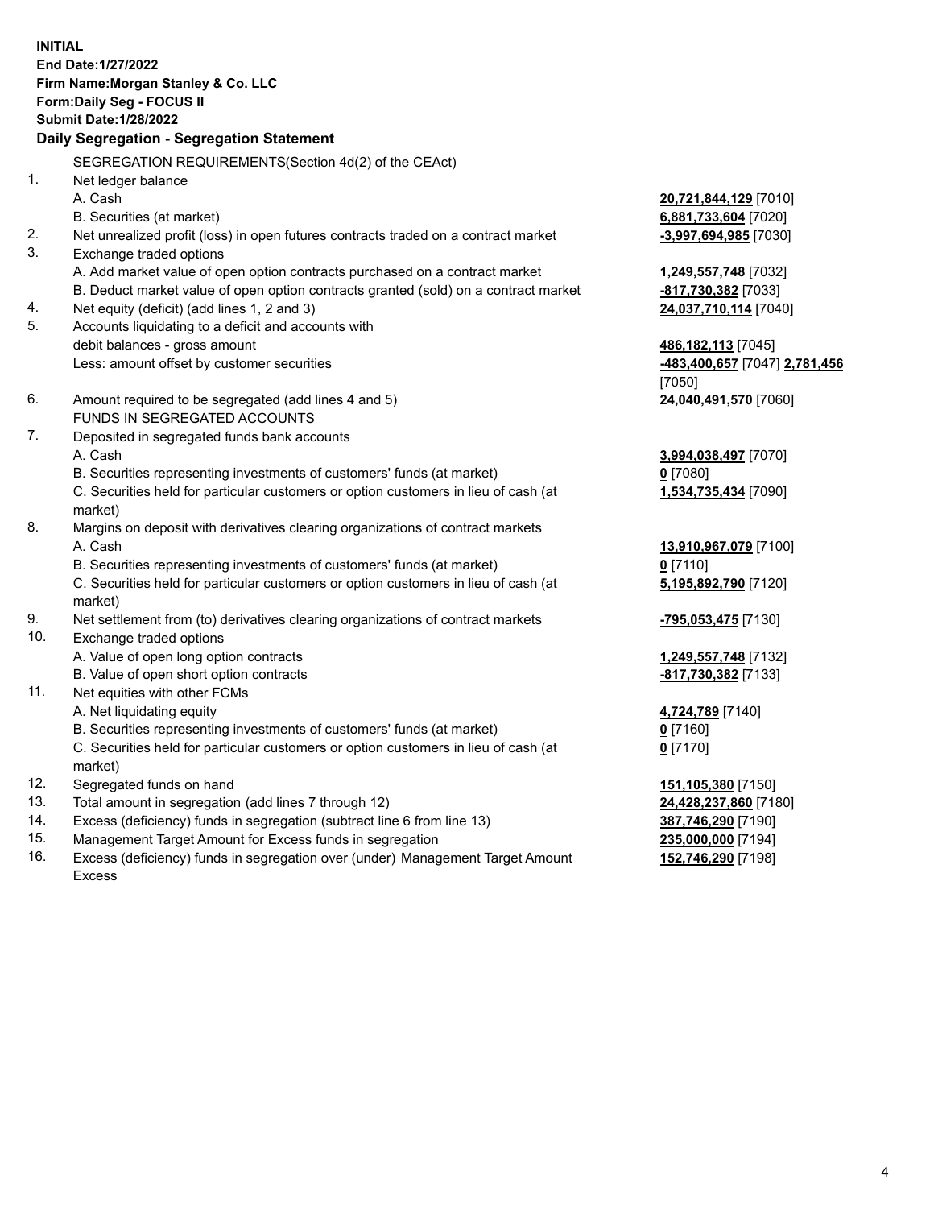**INITIAL**
**End Date:1/27/2022**
**Firm Name:Morgan Stanley & Co. LLC**
**Form:Daily Seg - FOCUS II**
**Submit Date:1/28/2022**

## Daily Segregation - Segregation Statement

SEGREGATION REQUIREMENTS(Section 4d(2) of the CEAct)

| | | |
|---|---|---|
| 1. | Net ledger balance | |
| | A. Cash | **20,721,844,129** [7010] |
| | B. Securities (at market) | **6,881,733,604** [7020] |
| 2. | Net unrealized profit (loss) in open futures contracts traded on a contract market | **-3,997,694,985** [7030] |
| 3. | Exchange traded options | |
| | A. Add market value of open option contracts purchased on a contract market | **1,249,557,748** [7032] |
| | B. Deduct market value of open option contracts granted (sold) on a contract market | **-817,730,382** [7033] |
| 4. | Net equity (deficit) (add lines 1, 2 and 3) | **24,037,710,114** [7040] |
| 5. | Accounts liquidating to a deficit and accounts with debit balances - gross amount | **486,182,113** [7045] |
| | Less: amount offset by customer securities | **-483,400,657** [7047] **2,781,456** [7050] |
| 6. | Amount required to be segregated (add lines 4 and 5) | **24,040,491,570** [7060] |
| | FUNDS IN SEGREGATED ACCOUNTS | |
| 7. | Deposited in segregated funds bank accounts | |
| | A. Cash | **3,994,038,497** [7070] |
| | B. Securities representing investments of customers' funds (at market) | **0** [7080] |
| | C. Securities held for particular customers or option customers in lieu of cash (at market) | **1,534,735,434** [7090] |
| 8. | Margins on deposit with derivatives clearing organizations of contract markets | |
| | A. Cash | **13,910,967,079** [7100] |
| | B. Securities representing investments of customers' funds (at market) | **0** [7110] |
| | C. Securities held for particular customers or option customers in lieu of cash (at market) | **5,195,892,790** [7120] |
| 9. | Net settlement from (to) derivatives clearing organizations of contract markets | **-795,053,475** [7130] |
| 10. | Exchange traded options | |
| | A. Value of open long option contracts | **1,249,557,748** [7132] |
| | B. Value of open short option contracts | **-817,730,382** [7133] |
| 11. | Net equities with other FCMs | |
| | A. Net liquidating equity | **4,724,789** [7140] |
| | B. Securities representing investments of customers' funds (at market) | **0** [7160] |
| | C. Securities held for particular customers or option customers in lieu of cash (at market) | **0** [7170] |
| 12. | Segregated funds on hand | **151,105,380** [7150] |
| 13. | Total amount in segregation (add lines 7 through 12) | **24,428,237,860** [7180] |
| 14. | Excess (deficiency) funds in segregation (subtract line 6 from line 13) | **387,746,290** [7190] |
| 15. | Management Target Amount for Excess funds in segregation | **235,000,000** [7194] |
| 16. | Excess (deficiency) funds in segregation over (under) Management Target Amount Excess | **152,746,290** [7198] |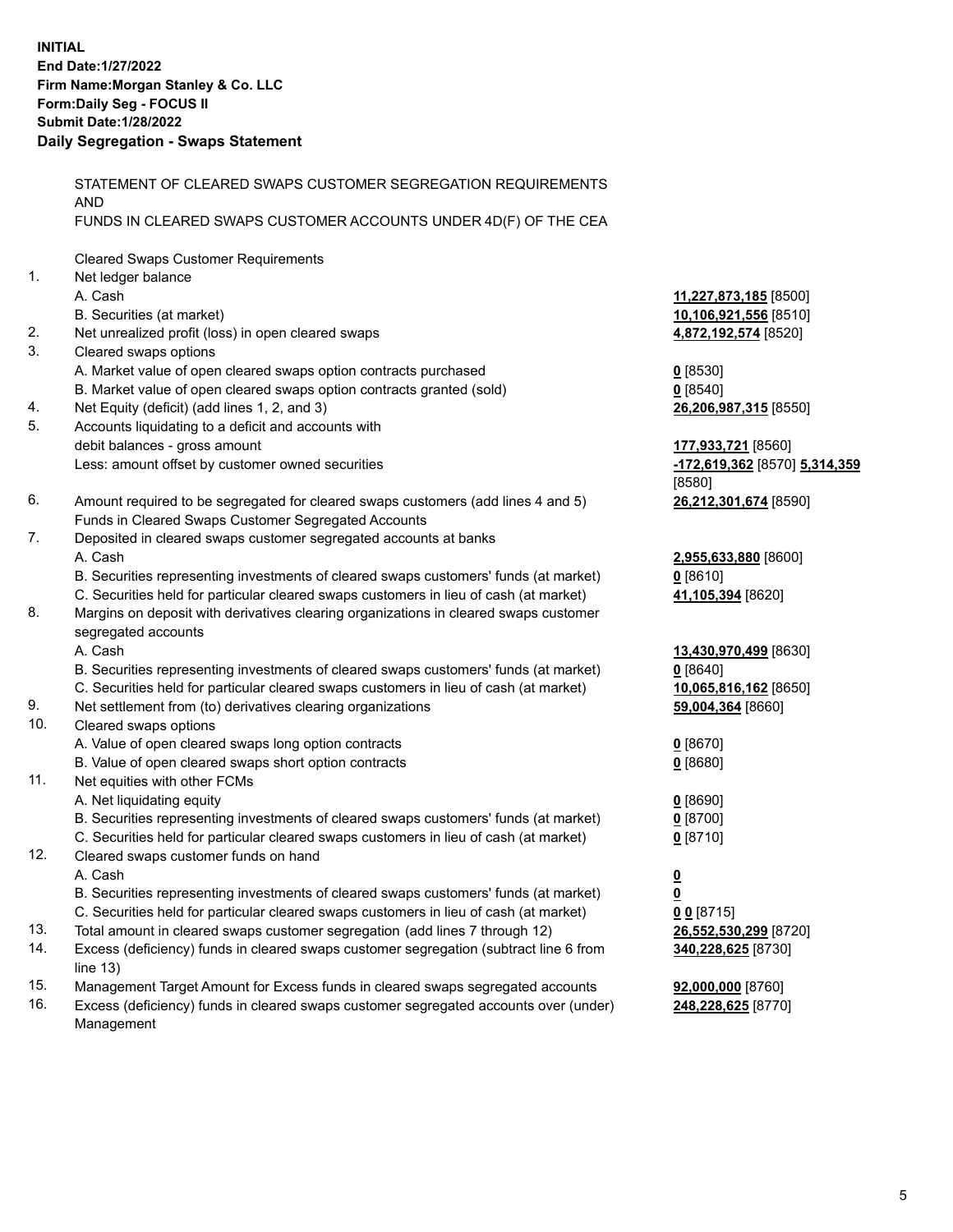**INITIAL**
**End Date:1/27/2022**
**Firm Name:Morgan Stanley & Co. LLC**
**Form:Daily Seg - FOCUS II**
**Submit Date:1/28/2022**
**Daily Segregation - Swaps Statement**

STATEMENT OF CLEARED SWAPS CUSTOMER SEGREGATION REQUIREMENTS AND
FUNDS IN CLEARED SWAPS CUSTOMER ACCOUNTS UNDER 4D(F) OF THE CEA

| | | |
|---|---|---|
| | Cleared Swaps Customer Requirements | |
| 1. | Net ledger balance | |
| | A. Cash | **11,227,873,185** [8500] |
| | B. Securities (at market) | **10,106,921,556** [8510] |
| 2. | Net unrealized profit (loss) in open cleared swaps | **4,872,192,574** [8520] |
| 3. | Cleared swaps options | |
| | A. Market value of open cleared swaps option contracts purchased | **0** [8530] |
| | B. Market value of open cleared swaps option contracts granted (sold) | **0** [8540] |
| 4. | Net Equity (deficit) (add lines 1, 2, and 3) | **26,206,987,315** [8550] |
| 5. | Accounts liquidating to a deficit and accounts with | |
| | debit balances - gross amount | **177,933,721** [8560] |
| | Less: amount offset by customer owned securities | **-172,619,362** [8570] **5,314,359** [8580] |
| 6. | Amount required to be segregated for cleared swaps customers (add lines 4 and 5) | **26,212,301,674** [8590] |
| | Funds in Cleared Swaps Customer Segregated Accounts | |
| 7. | Deposited in cleared swaps customer segregated accounts at banks | |
| | A. Cash | **2,955,633,880** [8600] |
| | B. Securities representing investments of cleared swaps customers' funds (at market) | **0** [8610] |
| | C. Securities held for particular cleared swaps customers in lieu of cash (at market) | **41,105,394** [8620] |
| 8. | Margins on deposit with derivatives clearing organizations in cleared swaps customer segregated accounts | |
| | A. Cash | **13,430,970,499** [8630] |
| | B. Securities representing investments of cleared swaps customers' funds (at market) | **0** [8640] |
| | C. Securities held for particular cleared swaps customers in lieu of cash (at market) | **10,065,816,162** [8650] |
| 9. | Net settlement from (to) derivatives clearing organizations | **59,004,364** [8660] |
| 10. | Cleared swaps options | |
| | A. Value of open cleared swaps long option contracts | **0** [8670] |
| | B. Value of open cleared swaps short option contracts | **0** [8680] |
| 11. | Net equities with other FCMs | |
| | A. Net liquidating equity | **0** [8690] |
| | B. Securities representing investments of cleared swaps customers' funds (at market) | **0** [8700] |
| | C. Securities held for particular cleared swaps customers in lieu of cash (at market) | **0** [8710] |
| 12. | Cleared swaps customer funds on hand | |
| | A. Cash | **0** |
| | B. Securities representing investments of cleared swaps customers' funds (at market) | **0** |
| | C. Securities held for particular cleared swaps customers in lieu of cash (at market) | **0** **0** [8715] |
| 13. | Total amount in cleared swaps customer segregation (add lines 7 through 12) | **26,552,530,299** [8720] |
| 14. | Excess (deficiency) funds in cleared swaps customer segregation (subtract line 6 from line 13) | **340,228,625** [8730] |
| 15. | Management Target Amount for Excess funds in cleared swaps segregated accounts | **92,000,000** [8760] |
| 16. | Excess (deficiency) funds in cleared swaps customer segregated accounts over (under) Management | **248,228,625** [8770] |